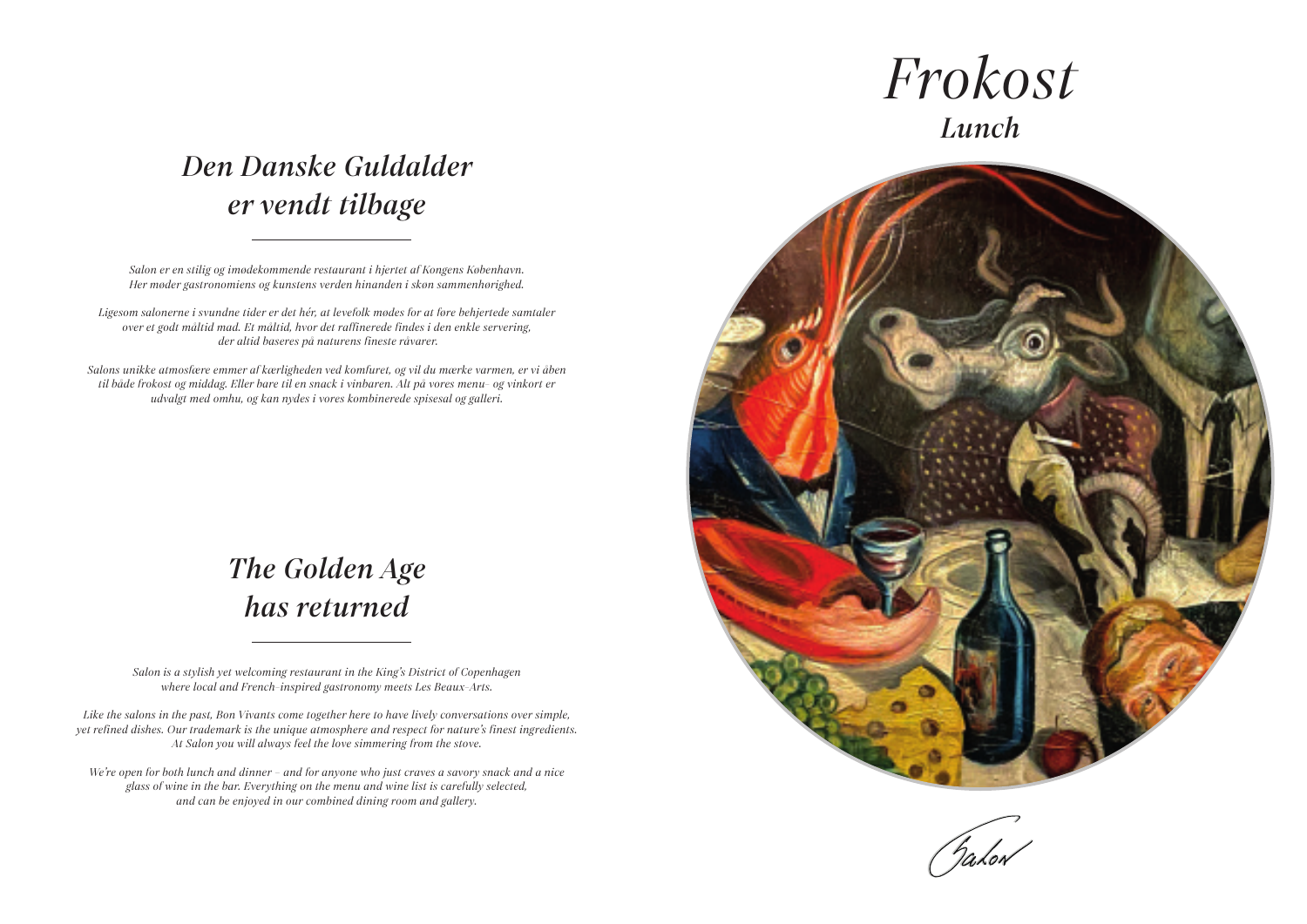# *Frokost*

## *Lunch*

## *Den Danske Guldalder er vendt tilbage*

*Salon er en stilig og imødekommende restaurant i hjertet af Kongens København. Her møder gastronomiens og kunstens verden hinanden i skøn sammenhørighed.*

*Ligesom salonerne i svundne tider er det hér, at levefolk mødes for at føre behjertede samtaler over et godt måltid mad. Et måltid, hvor det raffinerede findes i den enkle servering, der altid baseres på naturens fineste råvarer.*

*Salons unikke atmosfære emmer af kærligheden ved komfuret, og vil du mærke varmen, er vi åben til både frokost og middag. Eller bare til en snack i vinbaren. Alt på vores menu- og vinkort er udvalgt med omhu, og kan nydes i vores kombinerede spisesal og galleri.*

## *The Golden Age has returned*

*Salon is a stylish yet welcoming restaurant in the King's District of Copenhagen where local and French-inspired gastronomy meets Les Beaux-Arts.*

*Like the salons in the past, Bon Vivants come together here to have lively conversations over simple, yet refined dishes. Our trademark is the unique atmosphere and respect for nature's finest ingredients. At Salon you will always feel the love simmering from the stove.*

*We're open for both lunch and dinner – and for anyone who just craves a savory snack and a nice glass of wine in the bar. Everything on the menu and wine list is carefully selected, and can be enjoyed in our combined dining room and gallery.*

*Salon*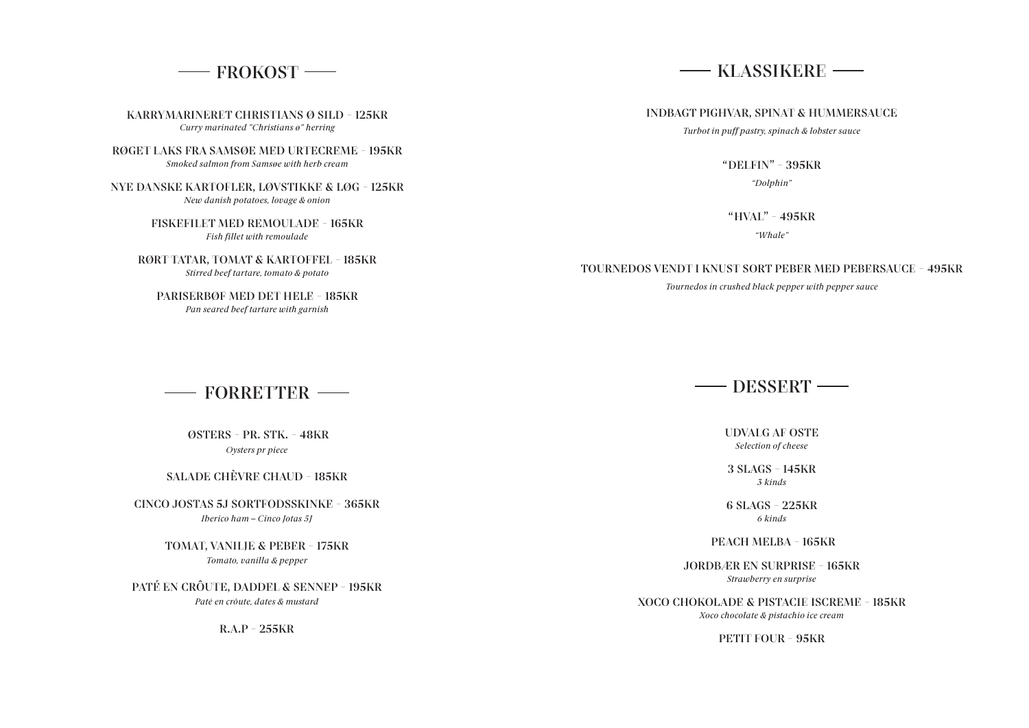## FROKOST

KARRYMARINERET CHRISTIANS Ø SILD - 125KR
*Curry marinated "Christians ø" herring*

RØGET LAKS FRA SAMSØE MED URTECREME - 195KR
*Smoked salmon from Samsøe with herb cream*

NYE DANSKE KARTOFLER, LØVSTIKKE & LØG - 125KR
*New danish potatoes, lovage & onion*

FISKEFILET MED REMOULADE - 165KR
*Fish fillet with remoulade*

RØRT TATAR, TOMAT & KARTOFFEL - 185KR
*Stirred beef tartare, tomato & potato*

PARISERBØF MED DET HELE - 185KR
*Pan seared beef tartare with garnish*

## FORRETTER

ØSTERS - PR. STK. - 48KR
*Oysters pr piece*

SALADE CHÈVRE CHAUD - 185KR

CINCO JOSTAS 5J SORTFODSSKINKE - 365KR
*Iberico ham – Cinco Jotas 5J*

TOMAT, VANILJE & PEBER - 175KR
*Tomato, vanilla & pepper*

PATÉ EN CRÔUTE, DADDEL & SENNEP - 195KR
*Paté en crôute, dates & mustard*

R.A.P - 255KR

## KLASSIKERE

INDBAGT PIGHVAR, SPINAT & HUMMERSAUCE
*Turbot in puff pastry, spinach & lobster sauce*

"DELFIN" - 395KR
*"Dolphin"*

"HVAL" - 495KR
*"Whale"*

TOURNEDOS VENDT I KNUST SORT PEBER MED PEBERSAUCE - 495KR
*Tournedos in crushed black pepper with pepper sauce*

## DESSERT

UDVALG AF OSTE
*Selection of cheese*

3 SLAGS - 145KR
*3 kinds*

6 SLAGS - 225KR
*6 kinds*

PEACH MELBA - 165KR

JORDBÆR EN SURPRISE - 165KR
*Strawberry en surprise*

XOCO CHOKOLADE & PISTACIE ISCREME - 185KR
*Xoco chocolate & pistachio ice cream*

PETIT FOUR - 95KR